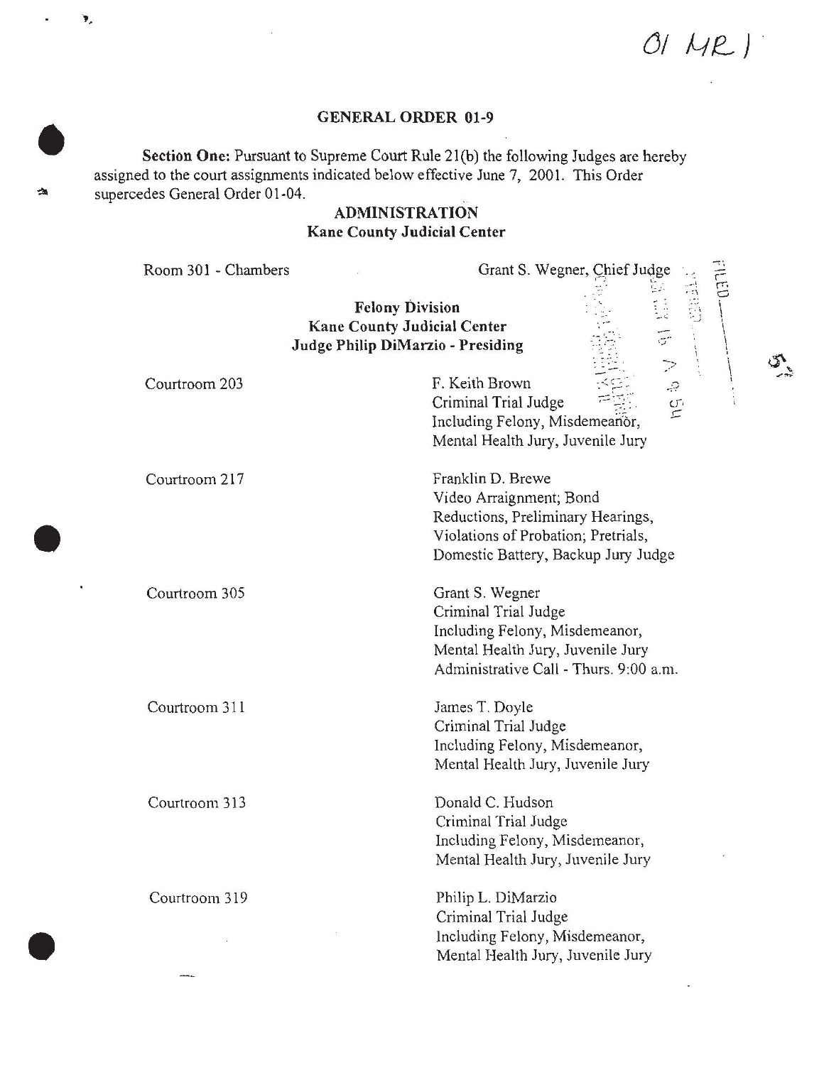01 MR 1

## GENERAL ORDER 01-9

**Section One:** Pursuant to Supreme Court Rule 21(b) the following Judges are hereby assigned to the court assignments indicated below effective June 7, 2001. This Order supercedes General Order 01-04.

### ADMINISTRATION
**Kane County Judicial Center**

Room 301 - Chambers — Grant S. Wegner, Chief Judge

### Felony Division
**Kane County Judicial Center**
**Judge Philip DiMarzio - Presiding**

| Courtroom | Assignment |
|---|---|
| Courtroom 203 | F. Keith Brown<br>Criminal Trial Judge<br>Including Felony, Misdemeanor, Mental Health Jury, Juvenile Jury |
| Courtroom 217 | Franklin D. Brewe<br>Video Arraignment; Bond Reductions, Preliminary Hearings, Violations of Probation; Pretrials, Domestic Battery, Backup Jury Judge |
| Courtroom 305 | Grant S. Wegner<br>Criminal Trial Judge<br>Including Felony, Misdemeanor, Mental Health Jury, Juvenile Jury<br>Administrative Call - Thurs. 9:00 a.m. |
| Courtroom 311 | James T. Doyle<br>Criminal Trial Judge<br>Including Felony, Misdemeanor, Mental Health Jury, Juvenile Jury |
| Courtroom 313 | Donald C. Hudson<br>Criminal Trial Judge<br>Including Felony, Misdemeanor, Mental Health Jury, Juvenile Jury |
| Courtroom 319 | Philip L. DiMarzio<br>Criminal Trial Judge<br>Including Felony, Misdemeanor, Mental Health Jury, Juvenile Jury |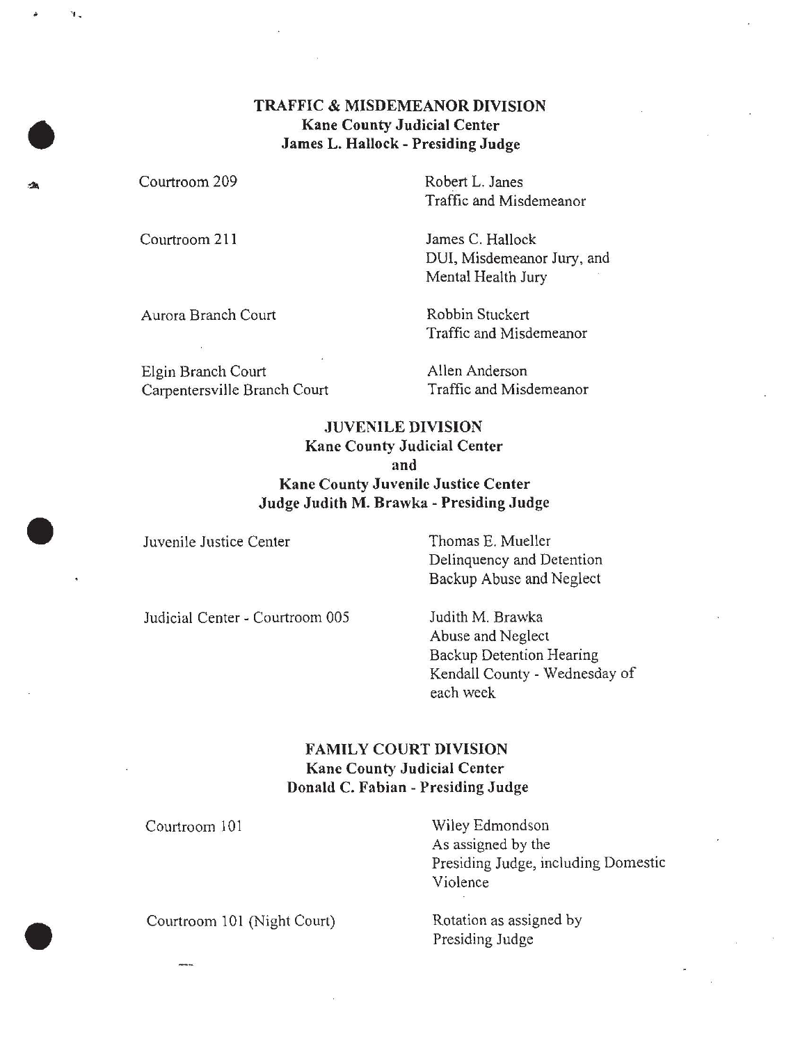## TRAFFIC & MISDEMEANOR DIVISION
**Kane County Judicial Center**
**James L. Hallock - Presiding Judge**

| | |
|---|---|
| Courtroom 209 | Robert L. Janes<br>Traffic and Misdemeanor |
| Courtroom 211 | James C. Hallock<br>DUI, Misdemeanor Jury, and Mental Health Jury |
| Aurora Branch Court | Robbin Stuckert<br>Traffic and Misdemeanor |
| Elgin Branch Court<br>Carpentersville Branch Court | Allen Anderson<br>Traffic and Misdemeanor |

## JUVENILE DIVISION
**Kane County Judicial Center**
**and**
**Kane County Juvenile Justice Center**
**Judge Judith M. Brawka - Presiding Judge**

| | |
|---|---|
| Juvenile Justice Center | Thomas E. Mueller<br>Delinquency and Detention<br>Backup Abuse and Neglect |
| Judicial Center - Courtroom 005 | Judith M. Brawka<br>Abuse and Neglect<br>Backup Detention Hearing<br>Kendall County - Wednesday of each week |

## FAMILY COURT DIVISION
**Kane County Judicial Center**
**Donald C. Fabian - Presiding Judge**

| | |
|---|---|
| Courtroom 101 | Wiley Edmondson<br>As assigned by the Presiding Judge, including Domestic Violence |
| Courtroom 101 (Night Court) | Rotation as assigned by Presiding Judge |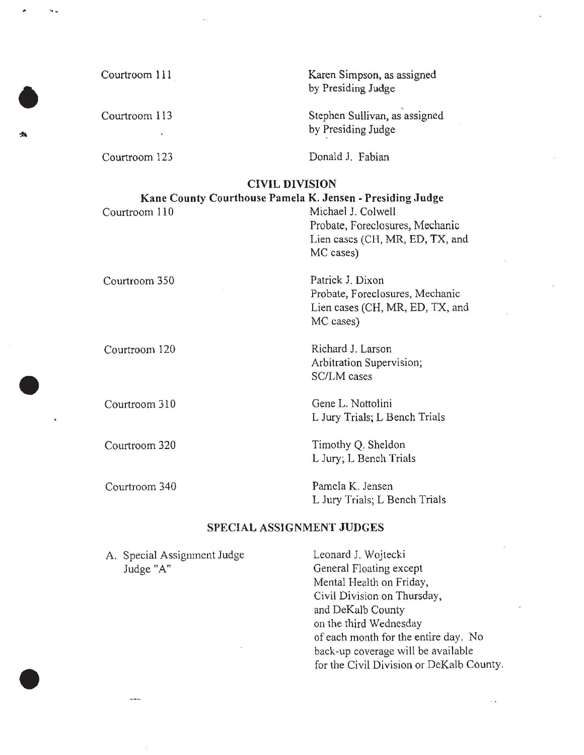| | |
|---|---|
| Courtroom 111 | Karen Simpson, as assigned by Presiding Judge |
| Courtroom 113 | Stephen Sullivan, as assigned by Presiding Judge |
| Courtroom 123 | Donald J. Fabian |

## CIVIL DIVISION

### Kane County Courthouse Pamela K. Jensen - Presiding Judge

| | |
|---|---|
| Courtroom 110 | Michael J. Colwell<br>Probate, Foreclosures, Mechanic Lien cases (CH, MR, ED, TX, and MC cases) |
| Courtroom 350 | Patrick J. Dixon<br>Probate, Foreclosures, Mechanic Lien cases (CH, MR, ED, TX, and MC cases) |
| Courtroom 120 | Richard J. Larson<br>Arbitration Supervision; SC/LM cases |
| Courtroom 310 | Gene L. Nottolini<br>L Jury Trials; L Bench Trials |
| Courtroom 320 | Timothy Q. Sheldon<br>L Jury; L Bench Trials |
| Courtroom 340 | Pamela K. Jensen<br>L Jury Trials; L Bench Trials |

## SPECIAL ASSIGNMENT JUDGES

| | |
|---|---|
| A. Special Assignment Judge<br>Judge "A" | Leonard J. Wojtecki<br>General Floating except Mental Health on Friday, Civil Division on Thursday, and DeKalb County on the third Wednesday of each month for the entire day. No back-up coverage will be available for the Civil Division or DeKalb County. |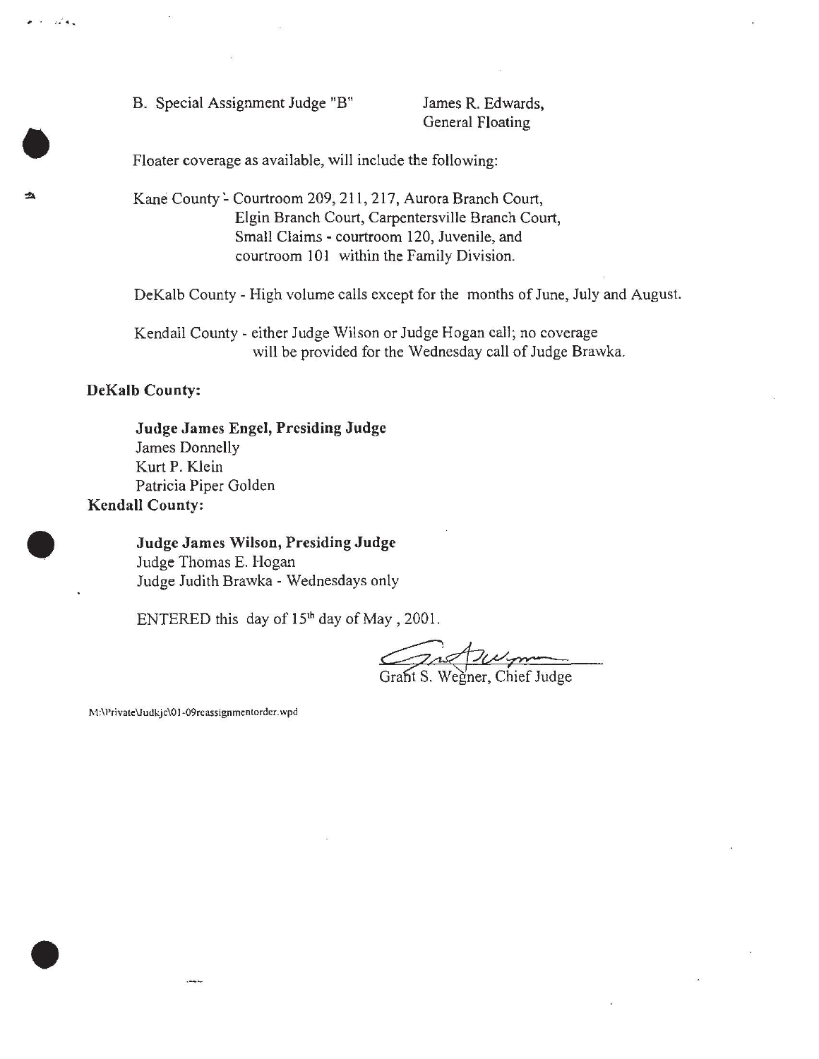B. Special Assignment Judge "B" James R. Edwards, General Floating

Floater coverage as available, will include the following:

Kane County - Courtroom 209, 211, 217, Aurora Branch Court, Elgin Branch Court, Carpentersville Branch Court, Small Claims - courtroom 120, Juvenile, and courtroom 101 within the Family Division.

DeKalb County - High volume calls except for the months of June, July and August.

Kendall County - either Judge Wilson or Judge Hogan call; no coverage will be provided for the Wednesday call of Judge Brawka.

**DeKalb County:**

**Judge James Engel, Presiding Judge**
James Donnelly
Kurt P. Klein
Patricia Piper Golden

**Kendall County:**

**Judge James Wilson, Presiding Judge**
Judge Thomas E. Hogan
Judge Judith Brawka - Wednesdays only

ENTERED this day of 15th day of May , 2001.

Grant S. Wegner, Chief Judge

M:\Private\Judkjc\01-09reassignmentorder.wpd